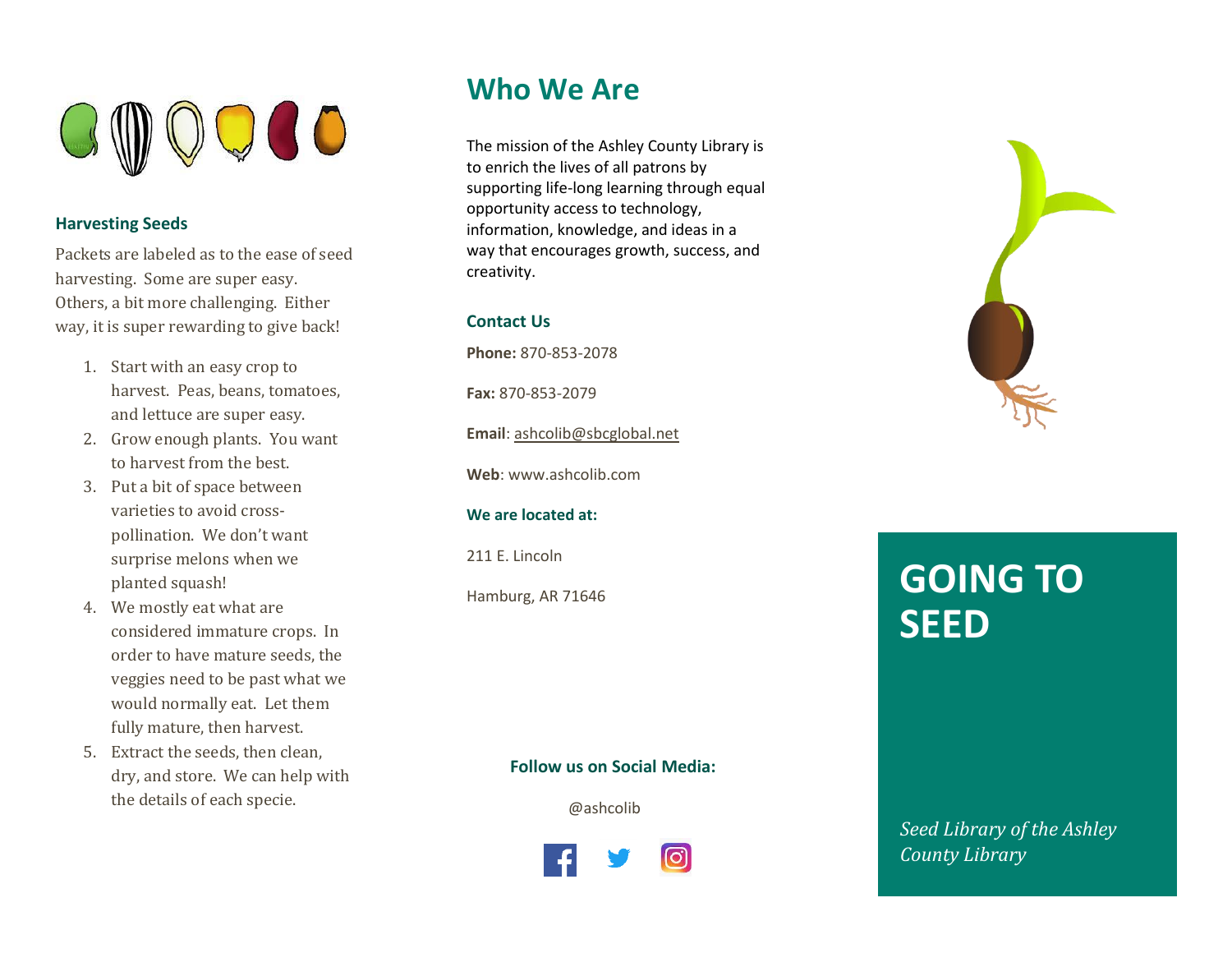## Harvesting Seeds

Packets are labeled as to the ease of seed harvesting. Some are super easy. Others, a bit more challenging. Either way, it is super rewarding to give back!

1. Start with an easy crop to harvest. Peas, beans, tomatoes, and lettuce are super easy.
2. Grow enough plants. You want to harvest from the best.
3. Put a bit of space between varieties to avoid cross-pollination. We don't want surprise melons when we planted squash!
4. We mostly eat what are considered immature crops. In order to have mature seeds, the veggies need to be past what we would normally eat. Let them fully mature, then harvest.
5. Extract the seeds, then clean, dry, and store. We can help with the details of each specie.

# Who We Are

The mission of the Ashley County Library is to enrich the lives of all patrons by supporting life-long learning through equal opportunity access to technology, information, knowledge, and ideas in a way that encourages growth, success, and creativity.

### Contact Us

**Phone:** 870-853-2078

**Fax:** 870-853-2079

**Email**: ashcolib@sbcglobal.net

**Web**: www.ashcolib.com

### We are located at:

211 E. Lincoln

Hamburg, AR 71646

### Follow us on Social Media:

@ashcolib

# GOING TO SEED

*Seed Library of the Ashley County Library*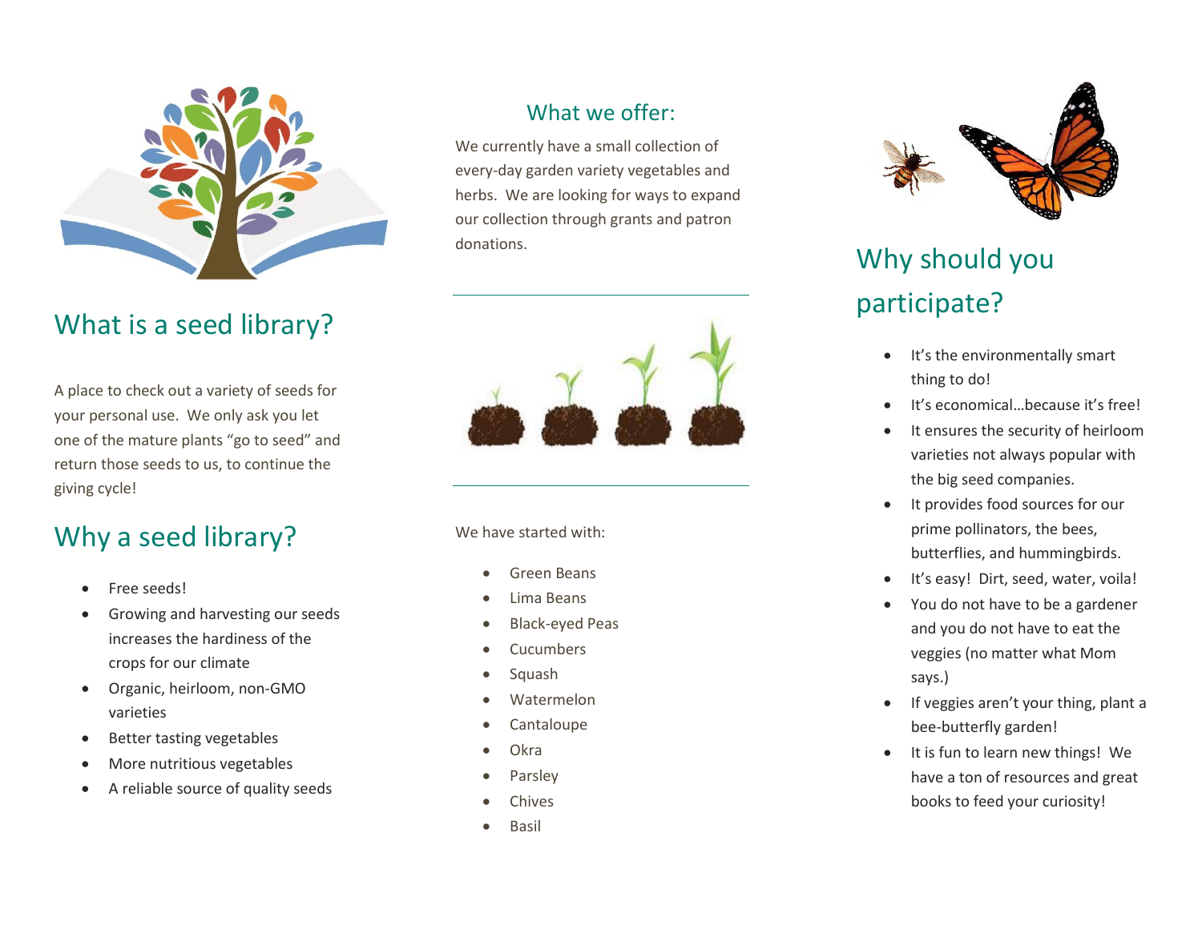## What is a seed library?

A place to check out a variety of seeds for your personal use. We only ask you let one of the mature plants "go to seed" and return those seeds to us, to continue the giving cycle!

## Why a seed library?

- Free seeds!
- Growing and harvesting our seeds increases the hardiness of the crops for our climate
- Organic, heirloom, non-GMO varieties
- Better tasting vegetables
- More nutritious vegetables
- A reliable source of quality seeds

## What we offer:

We currently have a small collection of every-day garden variety vegetables and herbs. We are looking for ways to expand our collection through grants and patron donations.

We have started with:

- Green Beans
- Lima Beans
- Black-eyed Peas
- Cucumbers
- Squash
- Watermelon
- Cantaloupe
- Okra
- Parsley
- Chives
- Basil

## Why should you participate?

- It's the environmentally smart thing to do!
- It's economical…because it's free!
- It ensures the security of heirloom varieties not always popular with the big seed companies.
- It provides food sources for our prime pollinators, the bees, butterflies, and hummingbirds.
- It's easy! Dirt, seed, water, voila!
- You do not have to be a gardener and you do not have to eat the veggies (no matter what Mom says.)
- If veggies aren't your thing, plant a bee-butterfly garden!
- It is fun to learn new things! We have a ton of resources and great books to feed your curiosity!